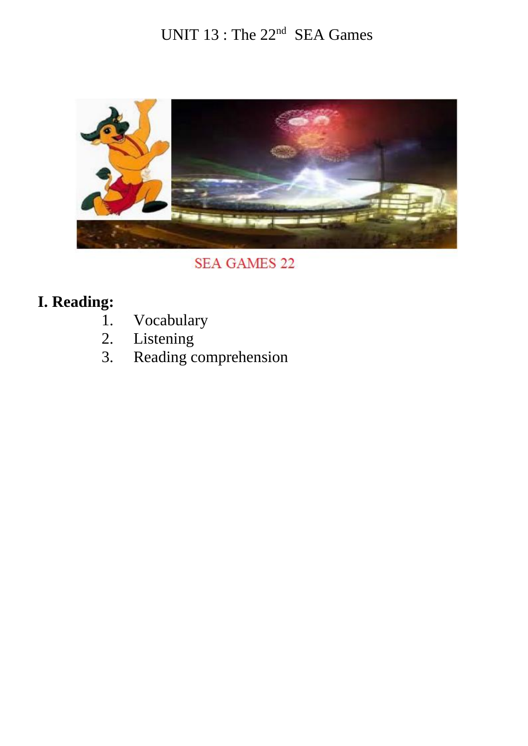# UNIT 13 : The 22nd SEA Games

SEA GAMES 22

## I. Reading:

1. Vocabulary
2. Listening
3. Reading comprehension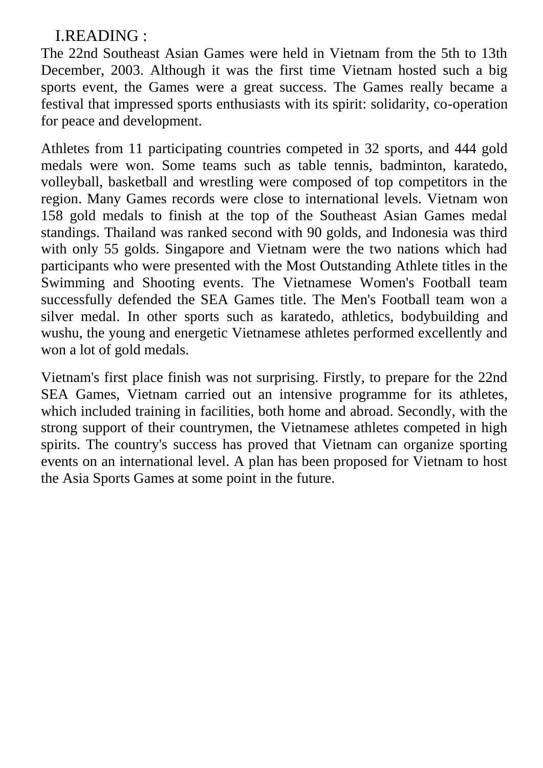# I.READING :

The 22nd Southeast Asian Games were held in Vietnam from the 5th to 13th December, 2003. Although it was the first time Vietnam hosted such a big sports event, the Games were a great success. The Games really became a festival that impressed sports enthusiasts with its spirit: solidarity, co-operation for peace and development.

Athletes from 11 participating countries competed in 32 sports, and 444 gold medals were won. Some teams such as table tennis, badminton, karatedo, volleyball, basketball and wrestling were composed of top competitors in the region. Many Games records were close to international levels. Vietnam won 158 gold medals to finish at the top of the Southeast Asian Games medal standings. Thailand was ranked second with 90 golds, and Indonesia was third with only 55 golds. Singapore and Vietnam were the two nations which had participants who were presented with the Most Outstanding Athlete titles in the Swimming and Shooting events. The Vietnamese Women's Football team successfully defended the SEA Games title. The Men's Football team won a silver medal. In other sports such as karatedo, athletics, bodybuilding and wushu, the young and energetic Vietnamese athletes performed excellently and won a lot of gold medals.

Vietnam's first place finish was not surprising. Firstly, to prepare for the 22nd SEA Games, Vietnam carried out an intensive programme for its athletes, which included training in facilities, both home and abroad. Secondly, with the strong support of their countrymen, the Vietnamese athletes competed in high spirits. The country's success has proved that Vietnam can organize sporting events on an international level. A plan has been proposed for Vietnam to host the Asia Sports Games at some point in the future.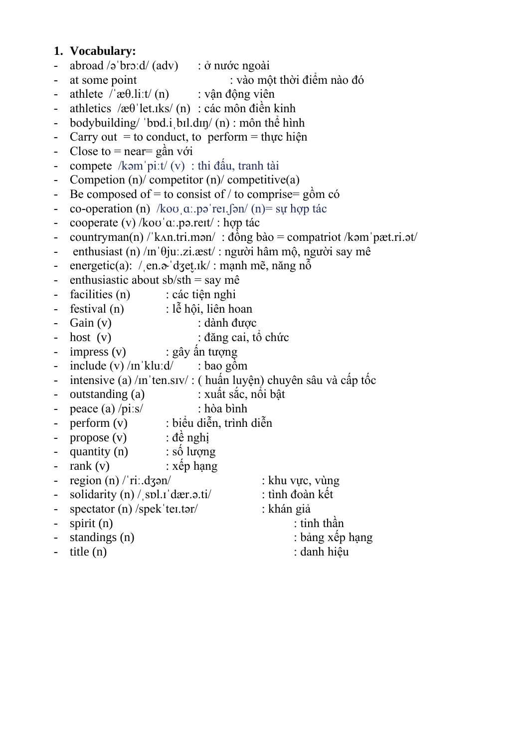1. **Vocabulary:**

- abroad /əˈbrɔːd/ (adv) : ở nước ngoài
- at some point : vào một thời điểm nào đó
- athlete /ˈæθ.liːt/ (n) : vận động viên
- athletics /æθˈlet.ɪks/ (n) : các môn điền kinh
- bodybuilding/ ˈbɒd.iˌbɪl.dɪŋ/ (n) : môn thể hình
- Carry out = to conduct, to perform = thực hiện
- Close to = near= gần với
- compete /kəmˈpiːt/ (v) : thi đấu, tranh tài
- Competion (n)/ competitor (n)/ competitive(a)
- Be composed of = to consist of / to comprise= gồm có
- co-operation (n) /koʊˌɑː.pəˈreɪ.ʃən/ (n)= sự hợp tác
- cooperate (v) /koʊˈɑː.pə.reɪt/ : hợp tác
- countryman(n) /ˈkʌn.tri.mən/ : đồng bào = compatriot /kəmˈpæt.ri.ət/
- enthusiast (n) /ɪnˈθjuː.zi.æst/ : người hâm mộ, người say mê
- energetic(a): /ˌen.ɚˈdʒet̬.ɪk/ : mạnh mẽ, năng nỗ
- enthusiastic about sb/sth = say mê
- facilities (n) : các tiện nghi
- festival (n) : lễ hội, liên hoan
- Gain (v) : dành được
- host (v) : đăng cai, tổ chức
- impress (v) : gây ấn tượng
- include (v) /ɪnˈkluːd/ : bao gồm
- intensive (a) /ɪnˈten.sɪv/ : ( huấn luyện) chuyên sâu và cấp tốc
- outstanding (a) : xuất sắc, nổi bật
- peace (a) /piːs/ : hòa bình
- perform (v) : biểu diễn, trình diễn
- propose (v) : đề nghị
- quantity (n) : số lượng
- rank (v) : xếp hạng
- region (n) /ˈriː.dʒən/ : khu vực, vùng
- solidarity (n) /ˌsɒl.ɪˈdær.ə.ti/ : tình đoàn kết
- spectator (n) /spekˈteɪ.tər/ : khán giả
- spirit (n) : tinh thần
- standings (n) : bảng xếp hạng
- title (n) : danh hiệu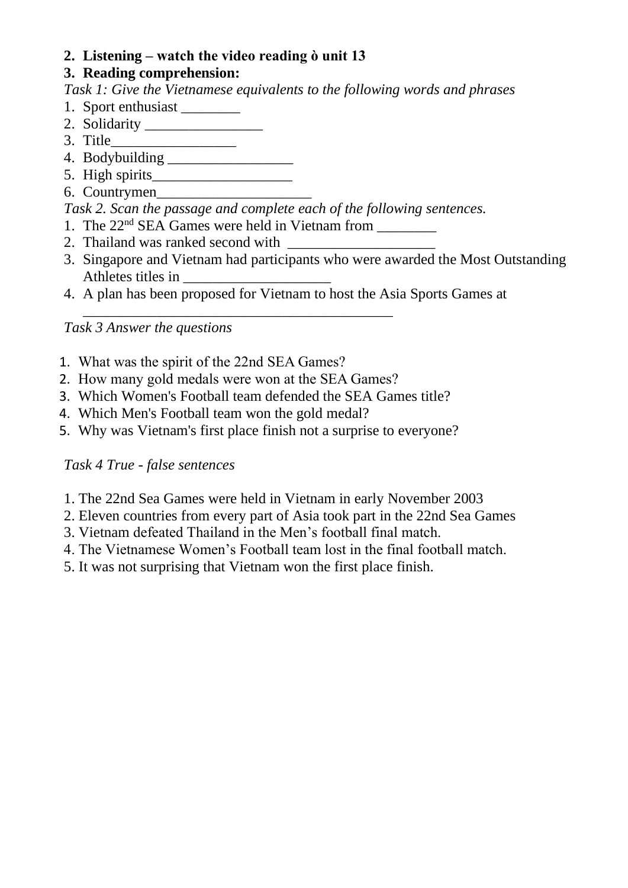2. **Listening – watch the video reading ò unit 13**
3. **Reading comprehension:**

*Task 1: Give the Vietnamese equivalents to the following words and phrases*

1. Sport enthusiast ________
2. Solidarity ________________
3. Title_________________
4. Bodybuilding _________________
5. High spirits___________________
6. Countrymen_____________________

*Task 2. Scan the passage and complete each of the following sentences.*

1. The 22nd SEA Games were held in Vietnam from ________
2. Thailand was ranked second with ____________________
3. Singapore and Vietnam had participants who were awarded the Most Outstanding Athletes titles in ____________________
4. A plan has been proposed for Vietnam to host the Asia Sports Games at __________________________________________

*Task 3 Answer the questions*

1. What was the spirit of the 22nd SEA Games?
2. How many gold medals were won at the SEA Games?
3. Which Women's Football team defended the SEA Games title?
4. Which Men's Football team won the gold medal?
5. Why was Vietnam's first place finish not a surprise to everyone?

*Task 4 True - false sentences*

1. The 22nd Sea Games were held in Vietnam in early November 2003
2. Eleven countries from every part of Asia took part in the 22nd Sea Games
3. Vietnam defeated Thailand in the Men's football final match.
4. The Vietnamese Women's Football team lost in the final football match.
5. It was not surprising that Vietnam won the first place finish.